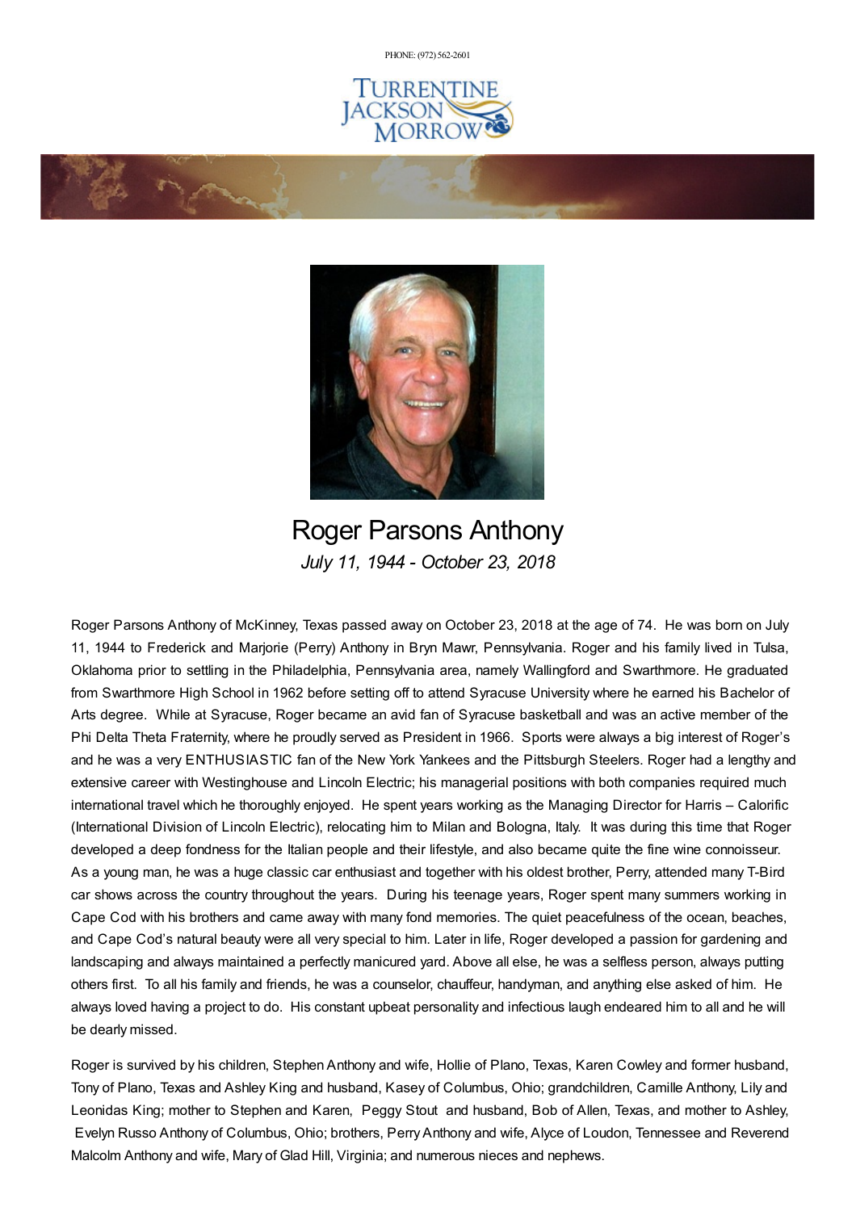PHONE: (972) 562-2601

TURRENTINE JACKSON MORROW

# Roger Parsons Anthony

*July 11, 1944 - October 23, 2018*

Roger Parsons Anthony of McKinney, Texas passed away on October 23, 2018 at the age of 74. He was born on July 11, 1944 to Frederick and Marjorie (Perry) Anthony in Bryn Mawr, Pennsylvania. Roger and his family lived in Tulsa, Oklahoma prior to settling in the Philadelphia, Pennsylvania area, namely Wallingford and Swarthmore. He graduated from Swarthmore High School in 1962 before setting off to attend Syracuse University where he earned his Bachelor of Arts degree. While at Syracuse, Roger became an avid fan of Syracuse basketball and was an active member of the Phi Delta Theta Fraternity, where he proudly served as President in 1966. Sports were always a big interest of Roger's and he was a very ENTHUSIASTIC fan of the New York Yankees and the Pittsburgh Steelers. Roger had a lengthy and extensive career with Westinghouse and Lincoln Electric; his managerial positions with both companies required much international travel which he thoroughly enjoyed. He spent years working as the Managing Director for Harris – Calorific (International Division of Lincoln Electric), relocating him to Milan and Bologna, Italy. It was during this time that Roger developed a deep fondness for the Italian people and their lifestyle, and also became quite the fine wine connoisseur. As a young man, he was a huge classic car enthusiast and together with his oldest brother, Perry, attended many T-Bird car shows across the country throughout the years. During his teenage years, Roger spent many summers working in Cape Cod with his brothers and came away with many fond memories. The quiet peacefulness of the ocean, beaches, and Cape Cod's natural beauty were all very special to him. Later in life, Roger developed a passion for gardening and landscaping and always maintained a perfectly manicured yard. Above all else, he was a selfless person, always putting others first. To all his family and friends, he was a counselor, chauffeur, handyman, and anything else asked of him. He always loved having a project to do. His constant upbeat personality and infectious laugh endeared him to all and he will be dearly missed.

Roger is survived by his children, Stephen Anthony and wife, Hollie of Plano, Texas, Karen Cowley and former husband, Tony of Plano, Texas and Ashley King and husband, Kasey of Columbus, Ohio; grandchildren, Camille Anthony, Lily and Leonidas King; mother to Stephen and Karen, Peggy Stout and husband, Bob of Allen, Texas, and mother to Ashley, Evelyn Russo Anthony of Columbus, Ohio; brothers, Perry Anthony and wife, Alyce of Loudon, Tennessee and Reverend Malcolm Anthony and wife, Mary of Glad Hill, Virginia; and numerous nieces and nephews.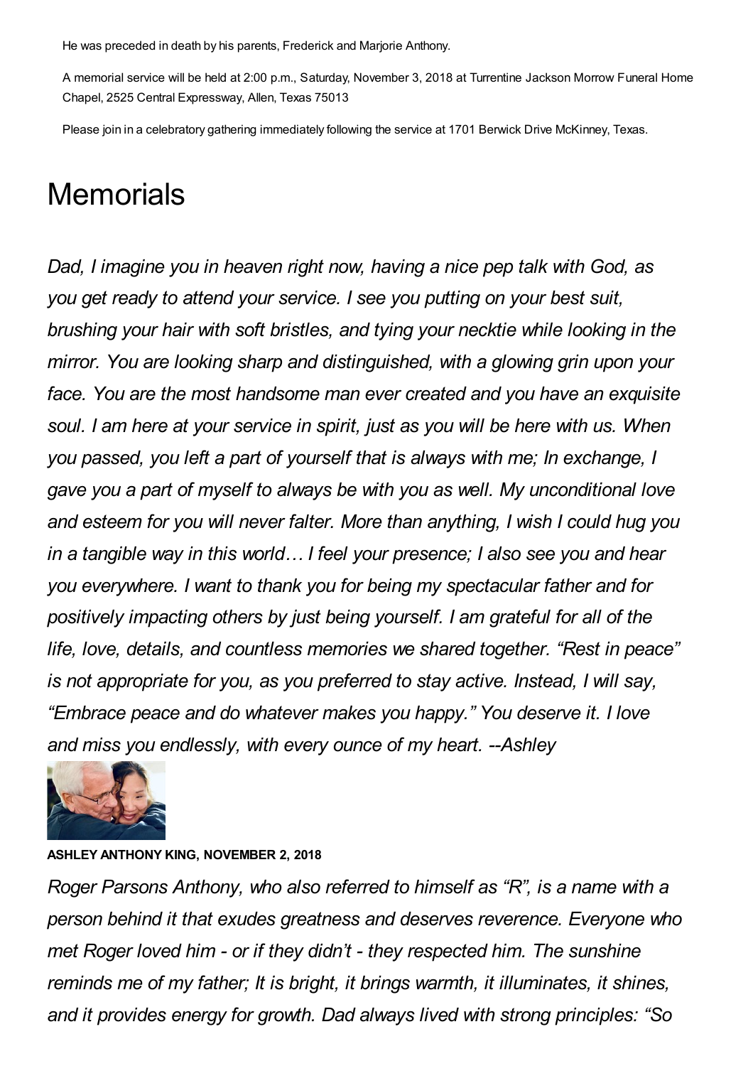He was preceded in death by his parents, Frederick and Marjorie Anthony.

A memorial service will be held at 2:00 p.m., Saturday, November 3, 2018 at Turrentine Jackson Morrow Funeral Home Chapel, 2525 Central Expressway, Allen, Texas 75013

Please join in a celebratory gathering immediately following the service at 1701 Berwick Drive McKinney, Texas.

# Memorials

*Dad, I imagine you in heaven right now, having a nice pep talk with God, as you get ready to attend your service. I see you putting on your best suit, brushing your hair with soft bristles, and tying your necktie while looking in the mirror. You are looking sharp and distinguished, with a glowing grin upon your face. You are the most handsome man ever created and you have an exquisite soul. I am here at your service in spirit, just as you will be here with us. When you passed, you left a part of yourself that is always with me; In exchange, I gave you a part of myself to always be with you as well. My unconditional love and esteem for you will never falter. More than anything, I wish I could hug you in a tangible way in this world… I feel your presence; I also see you and hear you everywhere. I want to thank you for being my spectacular father and for positively impacting others by just being yourself. I am grateful for all of the life, love, details, and countless memories we shared together. "Rest in peace" is not appropriate for you, as you preferred to stay active. Instead, I will say, "Embrace peace and do whatever makes you happy." You deserve it. I love and miss you endlessly, with every ounce of my heart. --Ashley*

**ASHLEY ANTHONY KING, NOVEMBER 2, 2018**

*Roger Parsons Anthony, who also referred to himself as "R", is a name with a person behind it that exudes greatness and deserves reverence. Everyone who met Roger loved him - or if they didn't - they respected him. The sunshine reminds me of my father; It is bright, it brings warmth, it illuminates, it shines, and it provides energy for growth. Dad always lived with strong principles: "So*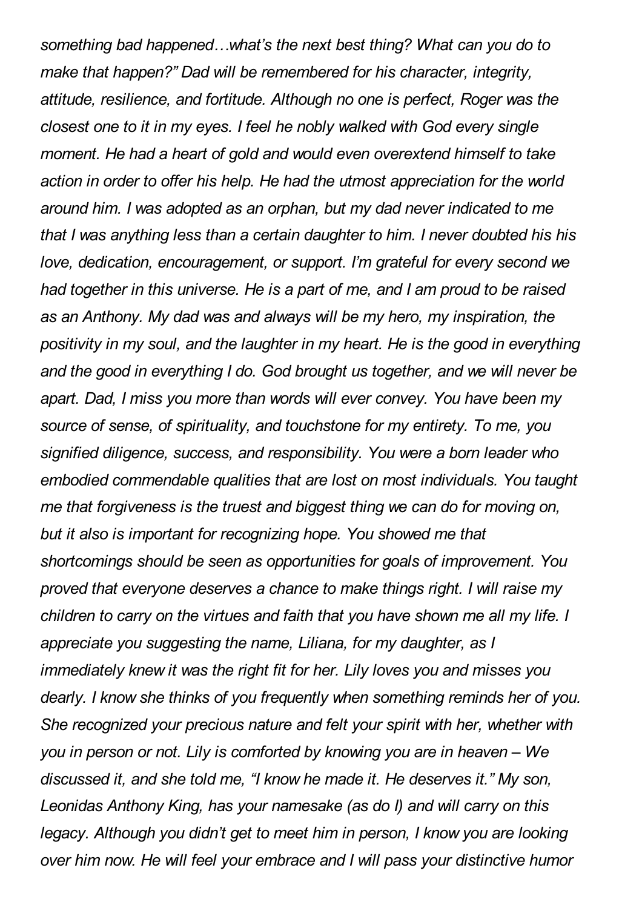*something bad happened…what's the next best thing? What can you do to make that happen?" Dad will be remembered for his character, integrity, attitude, resilience, and fortitude. Although no one is perfect, Roger was the closest one to it in my eyes. I feel he nobly walked with God every single moment. He had a heart of gold and would even overextend himself to take action in order to offer his help. He had the utmost appreciation for the world around him. I was adopted as an orphan, but my dad never indicated to me that I was anything less than a certain daughter to him. I never doubted his his love, dedication, encouragement, or support. I'm grateful for every second we had together in this universe. He is a part of me, and I am proud to be raised as an Anthony. My dad was and always will be my hero, my inspiration, the positivity in my soul, and the laughter in my heart. He is the good in everything and the good in everything I do. God brought us together, and we will never be apart. Dad, I miss you more than words will ever convey. You have been my source of sense, of spirituality, and touchstone for my entirety. To me, you signified diligence, success, and responsibility. You were a born leader who embodied commendable qualities that are lost on most individuals. You taught me that forgiveness is the truest and biggest thing we can do for moving on, but it also is important for recognizing hope. You showed me that shortcomings should be seen as opportunities for goals of improvement. You proved that everyone deserves a chance to make things right. I will raise my children to carry on the virtues and faith that you have shown me all my life. I appreciate you suggesting the name, Liliana, for my daughter, as I immediately knew it was the right fit for her. Lily loves you and misses you dearly. I know she thinks of you frequently when something reminds her of you. She recognized your precious nature and felt your spirit with her, whether with you in person or not. Lily is comforted by knowing you are in heaven – We discussed it, and she told me, "I know he made it. He deserves it." My son, Leonidas Anthony King, has your namesake (as do I) and will carry on this legacy. Although you didn't get to meet him in person, I know you are looking over him now. He will feel your embrace and I will pass your distinctive humor*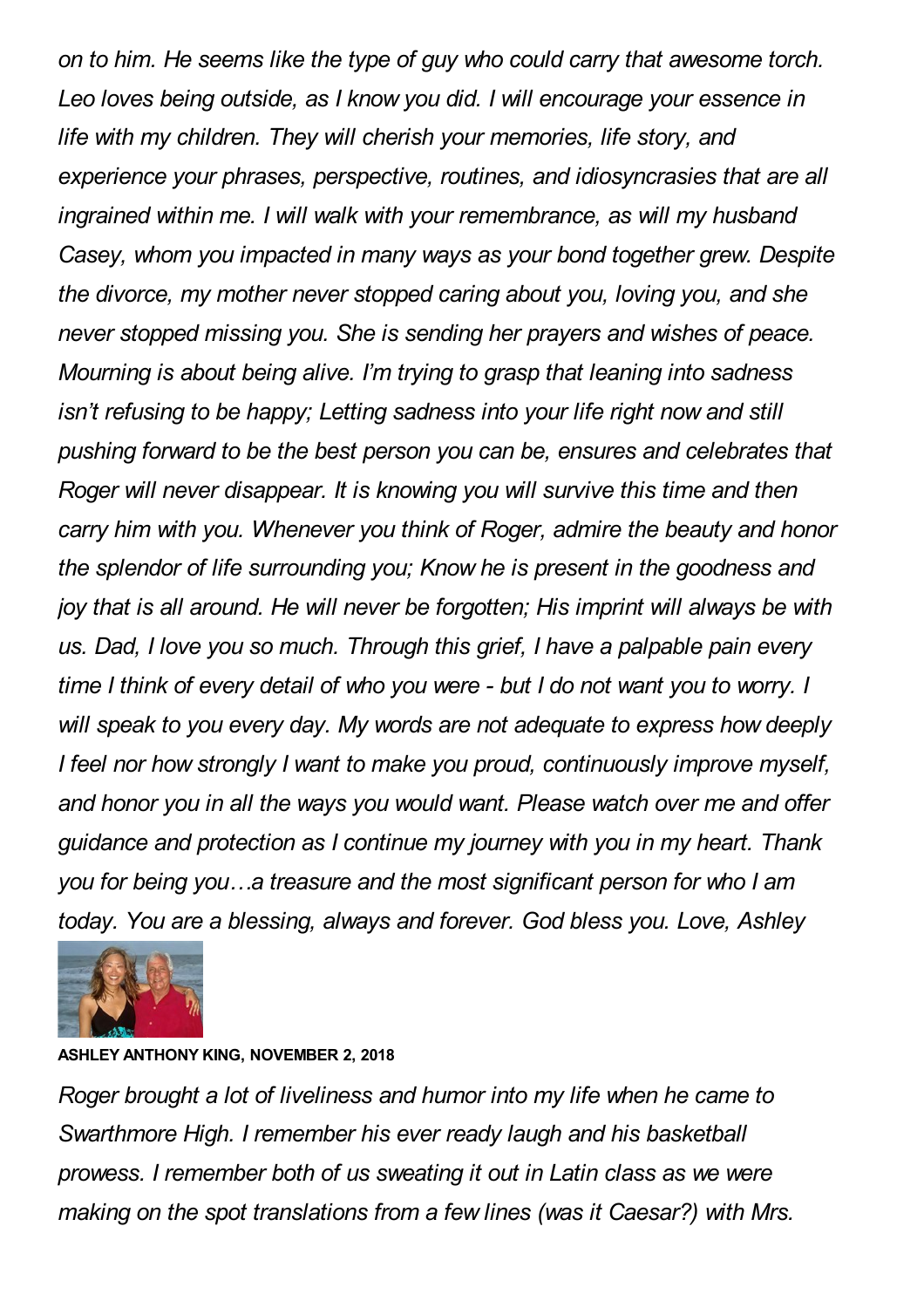*on to him. He seems like the type of guy who could carry that awesome torch. Leo loves being outside, as I know you did. I will encourage your essence in life with my children. They will cherish your memories, life story, and experience your phrases, perspective, routines, and idiosyncrasies that are all ingrained within me. I will walk with your remembrance, as will my husband Casey, whom you impacted in many ways as your bond together grew. Despite the divorce, my mother never stopped caring about you, loving you, and she never stopped missing you. She is sending her prayers and wishes of peace. Mourning is about being alive. I'm trying to grasp that leaning into sadness isn't refusing to be happy; Letting sadness into your life right now and still pushing forward to be the best person you can be, ensures and celebrates that Roger will never disappear. It is knowing you will survive this time and then carry him with you. Whenever you think of Roger, admire the beauty and honor the splendor of life surrounding you; Know he is present in the goodness and joy that is all around. He will never be forgotten; His imprint will always be with us. Dad, I love you so much. Through this grief, I have a palpable pain every time I think of every detail of who you were - but I do not want you to worry. I will speak to you every day. My words are not adequate to express how deeply I feel nor how strongly I want to make you proud, continuously improve myself, and honor you in all the ways you would want. Please watch over me and offer guidance and protection as I continue my journey with you in my heart. Thank you for being you…a treasure and the most significant person for who I am today. You are a blessing, always and forever. God bless you. Love, Ashley*

**ASHLEY ANTHONY KING, NOVEMBER 2, 2018**

*Roger brought a lot of liveliness and humor into my life when he came to Swarthmore High. I remember his ever ready laugh and his basketball prowess. I remember both of us sweating it out in Latin class as we were making on the spot translations from a few lines (was it Caesar?) with Mrs.*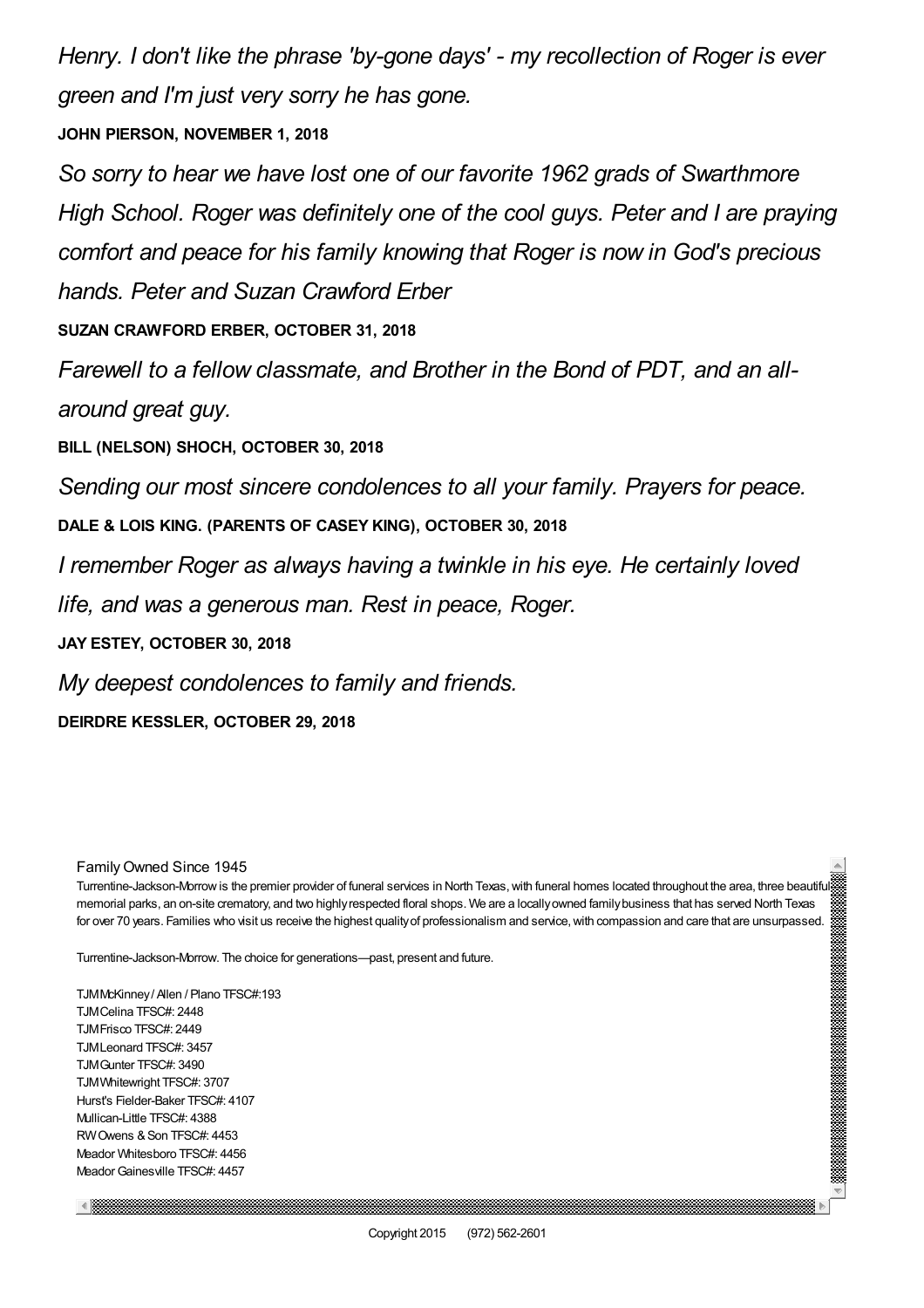*Henry. I don't like the phrase 'by-gone days' - my recollection of Roger is ever green and I'm just very sorry he has gone.*

**JOHN PIERSON, NOVEMBER 1, 2018**

*So sorry to hear we have lost one of our favorite 1962 grads of Swarthmore High School. Roger was definitely one of the cool guys. Peter and I are praying comfort and peace for his family knowing that Roger is now in God's precious hands. Peter and Suzan Crawford Erber*

**SUZAN CRAWFORD ERBER, OCTOBER 31, 2018**

*Farewell to a fellow classmate, and Brother in the Bond of PDT, and an all-around great guy.*

**BILL (NELSON) SHOCH, OCTOBER 30, 2018**

*Sending our most sincere condolences to all your family. Prayers for peace.*

**DALE & LOIS KING. (PARENTS OF CASEY KING), OCTOBER 30, 2018**

*I remember Roger as always having a twinkle in his eye. He certainly loved life, and was a generous man. Rest in peace, Roger.*

**JAY ESTEY, OCTOBER 30, 2018**

*My deepest condolences to family and friends.*

**DEIRDRE KESSLER, OCTOBER 29, 2018**

Family Owned Since 1945

Turrentine-Jackson-Morrow is the premier provider of funeral services in North Texas, with funeral homes located throughout the area, three beautiful memorial parks, an on-site crematory, and two highly respected floral shops. We are a locally owned family business that has served North Texas for over 70 years. Families who visit us receive the highest quality of professionalism and service, with compassion and care that are unsurpassed.

Turrentine-Jackson-Morrow. The choice for generations—past, present and future.

TJM McKinney / Allen / Plano TFSC#:193
TJM Celina TFSC#: 2448
TJM Frisco TFSC#: 2449
TJM Leonard TFSC#: 3457
TJM Gunter TFSC#: 3490
TJM Whitewright TFSC#: 3707
Hurst's Fielder-Baker TFSC#: 4107
Mullican-Little TFSC#: 4388
RW Owens & Son TFSC#: 4453
Meador Whitesboro TFSC#: 4456
Meador Gainesville TFSC#: 4457

Copyright 2015 (972) 562-2601